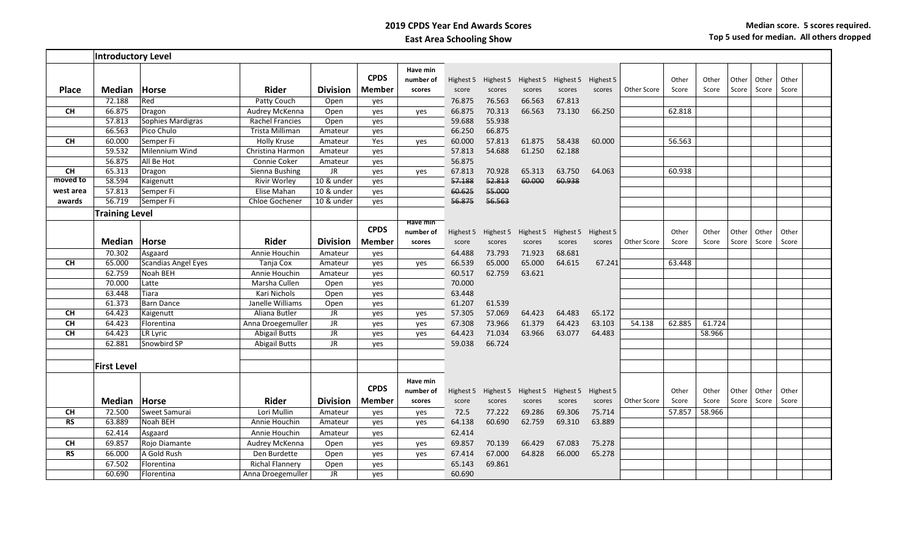## 2019 CPDS Year End Awards Scores

### East Area Schooling Show

**Median score. 5 scores required. Top 5 used for median. All others dropped**

| Place | Median | Horse | Rider | Division | CPDS Member | Have min number of scores | Highest 5 score | Highest 5 scores | Highest 5 scores | Highest 5 scores | Highest 5 scores | Other Score | Other Score | Other Score | Other Score | Other Score | Other Score |
|---|---|---|---|---|---|---|---|---|---|---|---|---|---|---|---|---|---|
| | **Introductory Level** | | | | | | | | | | | | | | | | |
| | 72.188 | Red | Patty Couch | Open | yes | | 76.875 | 76.563 | 66.563 | 67.813 | | | | | | | |
| CH | 66.875 | Dragon | Audrey McKenna | Open | yes | yes | 66.875 | 70.313 | 66.563 | 73.130 | 66.250 | | 62.818 | | | | |
| | 57.813 | Sophies Mardigras | Rachel Francies | Open | yes | | 59.688 | 55.938 | | | | | | | | | |
| | 66.563 | Pico Chulo | Trista Milliman | Amateur | yes | | 66.250 | 66.875 | | | | | | | | | |
| CH | 60.000 | Semper Fi | Holly Kruse | Amateur | Yes | yes | 60.000 | 57.813 | 61.875 | 58.438 | 60.000 | | 56.563 | | | | |
| | 59.532 | Millennium Wind | Christina Harmon | Amateur | yes | | 57.813 | 54.688 | 61.250 | 62.188 | | | | | | | |
| | 56.875 | All Be Hot | Connie Coker | Amateur | yes | | 56.875 | | | | | | | | | | |
| CH | 65.313 | Dragon | Sienna Bushing | JR | yes | yes | 67.813 | 70.928 | 65.313 | 63.750 | 64.063 | | 60.938 | | | | |
| moved to | 58.594 | Kaigenutt | Rivir Worley | 10 & under | yes | | ~~57.188~~ | ~~52.813~~ | ~~60.000~~ | ~~60.938~~ | | | | | | | |
| west area | 57.813 | Semper Fi | Elise Mahan | 10 & under | yes | | ~~60.625~~ | ~~55.000~~ | | | | | | | | | |
| awards | 56.719 | Semper Fi | Chloe Gochener | 10 & under | yes | | ~~56.875~~ | ~~56.563~~ | | | | | | | | | |
| | **Training Level** | | | | | | | | | | | | | | | | |
| | **Median** | **Horse** | **Rider** | **Division** | **CPDS Member** | **Have min number of scores** | Highest 5 score | Highest 5 scores | Highest 5 scores | Highest 5 scores | Highest 5 scores | Other Score | Other Score | Other Score | Other Score | Other Score | Other Score |
| | 70.302 | Asgaard | Annie Houchin | Amateur | yes | | 64.488 | 73.793 | 71.923 | 68.681 | | | | | | | |
| CH | 65.000 | Scandias Angel Eyes | Tanja Cox | Amateur | yes | yes | 66.539 | 65.000 | 65.000 | 64.615 | 67.241 | | 63.448 | | | | |
| | 62.759 | Noah BEH | Annie Houchin | Amateur | yes | | 60.517 | 62.759 | 63.621 | | | | | | | | |
| | 70.000 | Latte | Marsha Cullen | Open | yes | | 70.000 | | | | | | | | | | |
| | 63.448 | Tiara | Kari Nichols | Open | yes | | 63.448 | | | | | | | | | | |
| | 61.373 | Barn Dance | Janelle Williams | Open | yes | | 61.207 | 61.539 | | | | | | | | | |
| CH | 64.423 | Kaigenutt | Aliana Butler | JR | yes | yes | 57.305 | 57.069 | 64.423 | 64.483 | 65.172 | | | | | | |
| CH | 64.423 | Florentina | Anna Droegemuller | JR | yes | yes | 67.308 | 73.966 | 61.379 | 64.423 | 63.103 | 54.138 | 62.885 | 61.724 | | | |
| CH | 64.423 | LR Lyric | Abigail Butts | JR | yes | yes | 64.423 | 71.034 | 63.966 | 63.077 | 64.483 | | | 58.966 | | | |
| | 62.881 | Snowbird SP | Abigail Butts | JR | yes | | 59.038 | 66.724 | | | | | | | | | |
| | **First Level** | | | | | | | | | | | | | | | | |
| | **Median** | **Horse** | **Rider** | **Division** | **CPDS Member** | **Have min number of scores** | Highest 5 score | Highest 5 scores | Highest 5 scores | Highest 5 scores | Highest 5 scores | Other Score | Other Score | Other Score | Other Score | Other Score | Other Score |
| CH | 72.500 | Sweet Samurai | Lori Mullin | Amateur | yes | yes | 72.5 | 77.222 | 69.286 | 69.306 | 75.714 | | 57.857 | 58.966 | | | |
| RS | 63.889 | Noah BEH | Annie Houchin | Amateur | yes | yes | 64.138 | 60.690 | 62.759 | 69.310 | 63.889 | | | | | | |
| | 62.414 | Asgaard | Annie Houchin | Amateur | yes | | 62.414 | | | | | | | | | | |
| CH | 69.857 | Rojo Diamante | Audrey McKenna | Open | yes | yes | 69.857 | 70.139 | 66.429 | 67.083 | 75.278 | | | | | | |
| RS | 66.000 | A Gold Rush | Den Burdette | Open | yes | yes | 67.414 | 67.000 | 64.828 | 66.000 | 65.278 | | | | | | |
| | 67.502 | Florentina | Richal Flannery | Open | yes | | 65.143 | 69.861 | | | | | | | | | |
| | 60.690 | Florentina | Anna Droegemuller | JR | yes | | 60.690 | | | | | | | | | | |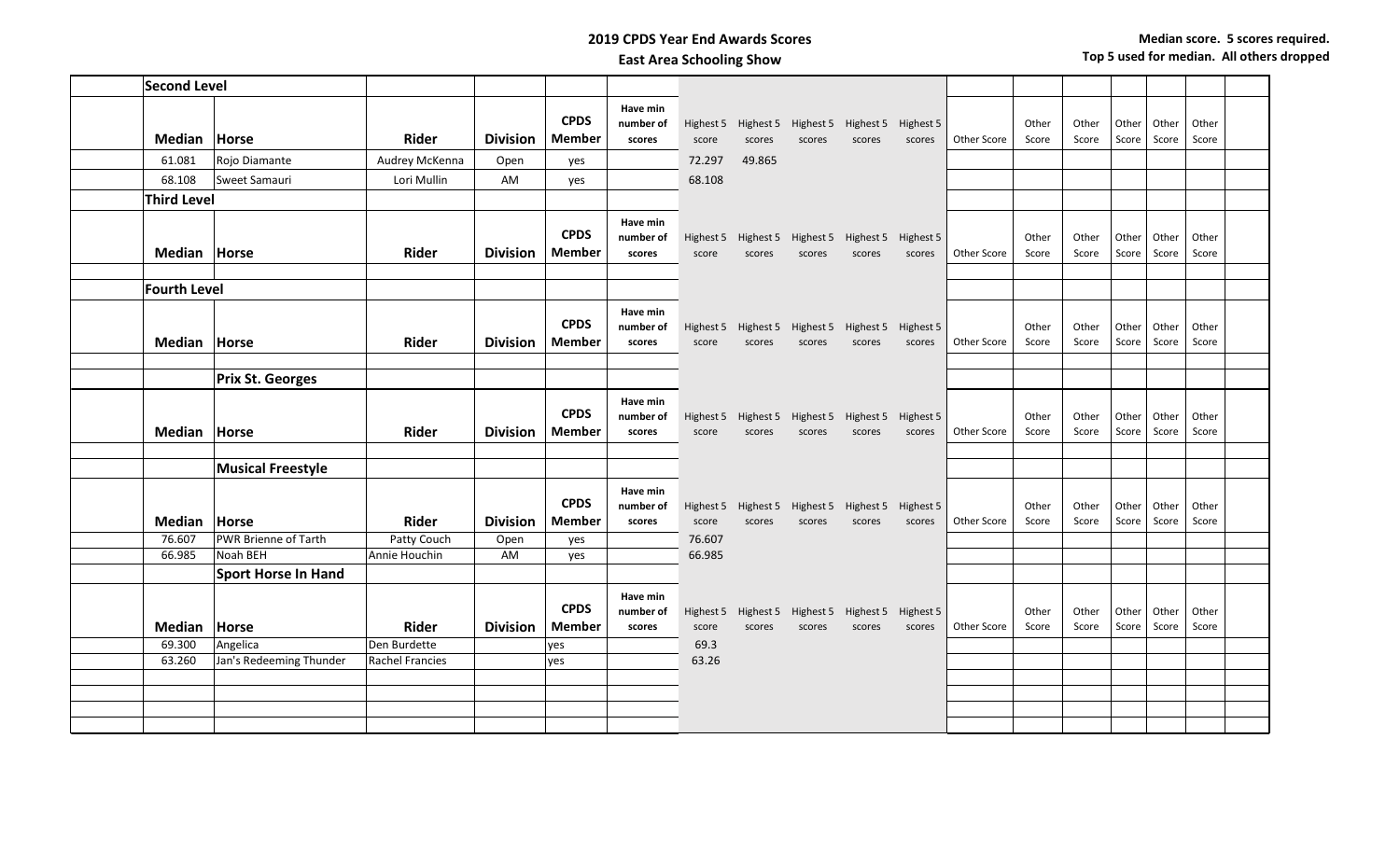# 2019 CPDS Year End Awards Scores

## East Area Schooling Show

**Median score. 5 scores required. Top 5 used for median. All others dropped**

| | Second Level | | | | | | | | | | | | | | | | |
|---|---|---|---|---|---|---|---|---|---|---|---|---|---|---|---|---|---|
| | **Median** | **Horse** | **Rider** | **Division** | **CPDS Member** | **Have min number of scores** | Highest 5 score | Highest 5 scores | Highest 5 scores | Highest 5 scores | Highest 5 scores | Other Score | Other Score | Other Score | Other Score | Other Score | Other Score |
| | 61.081 | Rojo Diamante | Audrey McKenna | Open | yes | | 72.297 | 49.865 | | | | | | | | | |
| | 68.108 | Sweet Samauri | Lori Mullin | AM | yes | | 68.108 | | | | | | | | | | |
| | **Third Level** | | | | | | | | | | | | | | | | |
| | **Median** | **Horse** | **Rider** | **Division** | **CPDS Member** | **Have min number of scores** | Highest 5 score | Highest 5 scores | Highest 5 scores | Highest 5 scores | Highest 5 scores | Other Score | Other Score | Other Score | Other Score | Other Score | Other Score |
| | **Fourth Level** | | | | | | | | | | | | | | | | |
| | **Median** | **Horse** | **Rider** | **Division** | **CPDS Member** | **Have min number of scores** | Highest 5 score | Highest 5 scores | Highest 5 scores | Highest 5 scores | Highest 5 scores | Other Score | Other Score | Other Score | Other Score | Other Score | Other Score |
| | | **Prix St. Georges** | | | | | | | | | | | | | | | |
| | **Median** | **Horse** | **Rider** | **Division** | **CPDS Member** | **Have min number of scores** | Highest 5 score | Highest 5 scores | Highest 5 scores | Highest 5 scores | Highest 5 scores | Other Score | Other Score | Other Score | Other Score | Other Score | Other Score |
| | | **Musical Freestyle** | | | | | | | | | | | | | | | |
| | **Median** | **Horse** | **Rider** | **Division** | **CPDS Member** | **Have min number of scores** | Highest 5 score | Highest 5 scores | Highest 5 scores | Highest 5 scores | Highest 5 scores | Other Score | Other Score | Other Score | Other Score | Other Score | Other Score |
| | 76.607 | PWR Brienne of Tarth | Patty Couch | Open | yes | | 76.607 | | | | | | | | | | |
| | 66.985 | Noah BEH | Annie Houchin | AM | yes | | 66.985 | | | | | | | | | | |
| | | **Sport Horse In Hand** | | | | | | | | | | | | | | | |
| | **Median** | **Horse** | **Rider** | **Division** | **CPDS Member** | **Have min number of scores** | Highest 5 score | Highest 5 scores | Highest 5 scores | Highest 5 scores | Highest 5 scores | Other Score | Other Score | Other Score | Other Score | Other Score | Other Score |
| | 69.300 | Angelica | Den Burdette | | yes | | 69.3 | | | | | | | | | | |
| | 63.260 | Jan's Redeeming Thunder | Rachel Francies | | yes | | 63.26 | | | | | | | | | | |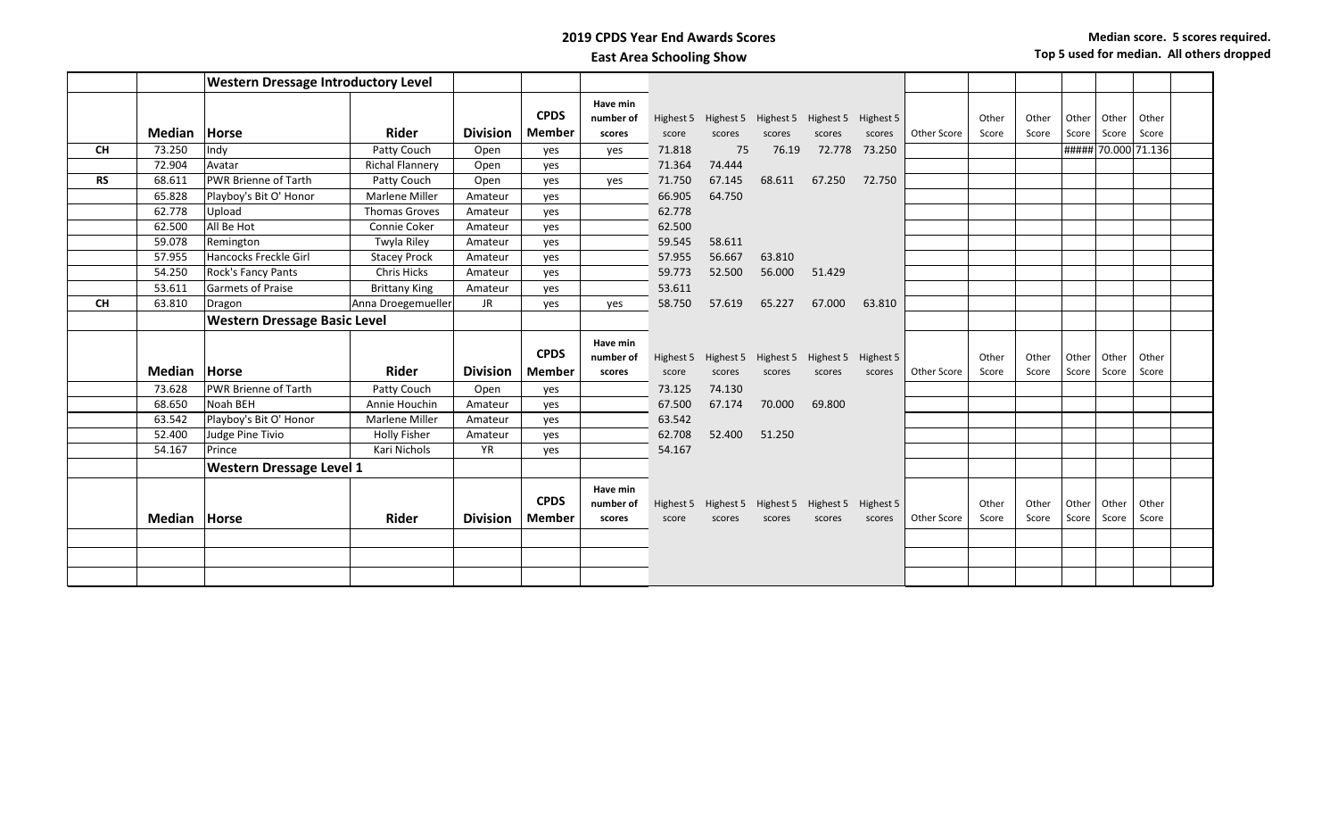**2019 CPDS Year End Awards Scores**

**East Area Schooling Show**

**Median score. 5 scores required. Top 5 used for median. All others dropped**

| | | | | | | | | | | | | | | | | | | |
|---|---|---|---|---|---|---|---|---|---|---|---|---|---|---|---|---|---|---|
| | | **Western Dressage Introductory Level** | | | | | | | | | | | | | | | | |
| | **Median** | **Horse** | **Rider** | **Division** | **CPDS Member** | **Have min number of scores** | Highest 5 score | Highest 5 scores | Highest 5 scores | Highest 5 scores | Highest 5 scores | Other Score | Other Score | Other Score | Other Score | Other Score | Other Score | |
| **CH** | 73.250 | Indy | Patty Couch | Open | yes | yes | 71.818 | 75 | 76.19 | 72.778 | 73.250 | | | | ##### | 70.000 | 71.136 | |
| | 72.904 | Avatar | Richal Flannery | Open | yes | | 71.364 | 74.444 | | | | | | | | | | |
| **RS** | 68.611 | PWR Brienne of Tarth | Patty Couch | Open | yes | yes | 71.750 | 67.145 | 68.611 | 67.250 | 72.750 | | | | | | | |
| | 65.828 | Playboy's Bit O' Honor | Marlene Miller | Amateur | yes | | 66.905 | 64.750 | | | | | | | | | | |
| | 62.778 | Upload | Thomas Groves | Amateur | yes | | 62.778 | | | | | | | | | | | |
| | 62.500 | All Be Hot | Connie Coker | Amateur | yes | | 62.500 | | | | | | | | | | | |
| | 59.078 | Remington | Twyla Riley | Amateur | yes | | 59.545 | 58.611 | | | | | | | | | | |
| | 57.955 | Hancocks Freckle Girl | Stacey Prock | Amateur | yes | | 57.955 | 56.667 | 63.810 | | | | | | | | | |
| | 54.250 | Rock's Fancy Pants | Chris Hicks | Amateur | yes | | 59.773 | 52.500 | 56.000 | 51.429 | | | | | | | | |
| | 53.611 | Garmets of Praise | Brittany King | Amateur | yes | | 53.611 | | | | | | | | | | | |
| **CH** | 63.810 | Dragon | Anna Droegemueller | JR | yes | yes | 58.750 | 57.619 | 65.227 | 67.000 | 63.810 | | | | | | | |
| | | **Western Dressage Basic Level** | | | | | | | | | | | | | | | | |
| | **Median** | **Horse** | **Rider** | **Division** | **CPDS Member** | **Have min number of scores** | Highest 5 score | Highest 5 scores | Highest 5 scores | Highest 5 scores | Highest 5 scores | Other Score | Other Score | Other Score | Other Score | Other Score | Other Score | |
| | 73.628 | PWR Brienne of Tarth | Patty Couch | Open | yes | | 73.125 | 74.130 | | | | | | | | | | |
| | 68.650 | Noah BEH | Annie Houchin | Amateur | yes | | 67.500 | 67.174 | 70.000 | 69.800 | | | | | | | | |
| | 63.542 | Playboy's Bit O' Honor | Marlene Miller | Amateur | yes | | 63.542 | | | | | | | | | | | |
| | 52.400 | Judge Pine Tivio | Holly Fisher | Amateur | yes | | 62.708 | 52.400 | 51.250 | | | | | | | | | |
| | 54.167 | Prince | Kari Nichols | YR | yes | | 54.167 | | | | | | | | | | | |
| | | **Western Dressage Level 1** | | | | | | | | | | | | | | | | |
| | **Median** | **Horse** | **Rider** | **Division** | **CPDS Member** | **Have min number of scores** | Highest 5 score | Highest 5 scores | Highest 5 scores | Highest 5 scores | Highest 5 scores | Other Score | Other Score | Other Score | Other Score | Other Score | Other Score | |
| | | | | | | | | | | | | | | | | | | |
| | | | | | | | | | | | | | | | | | | |
| | | | | | | | | | | | | | | | | | | |